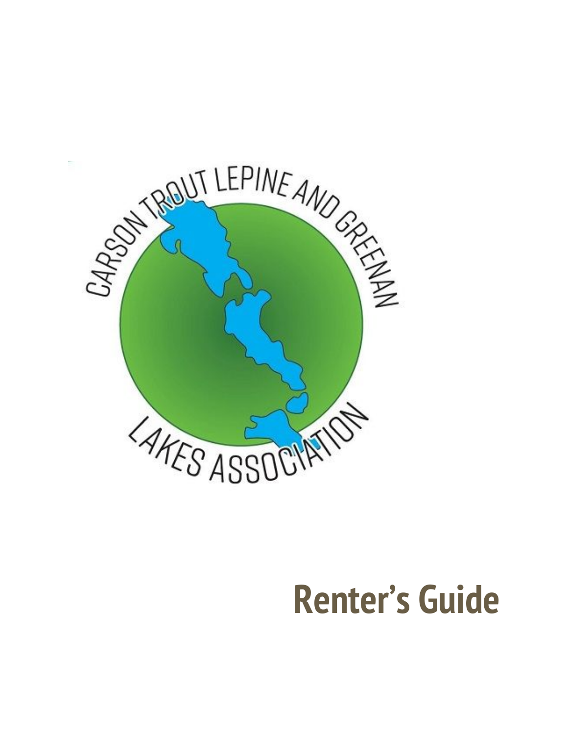CARSON TROUT LEPINE AND GREENAN LAKES ASSOCIATION

# Renter's Guide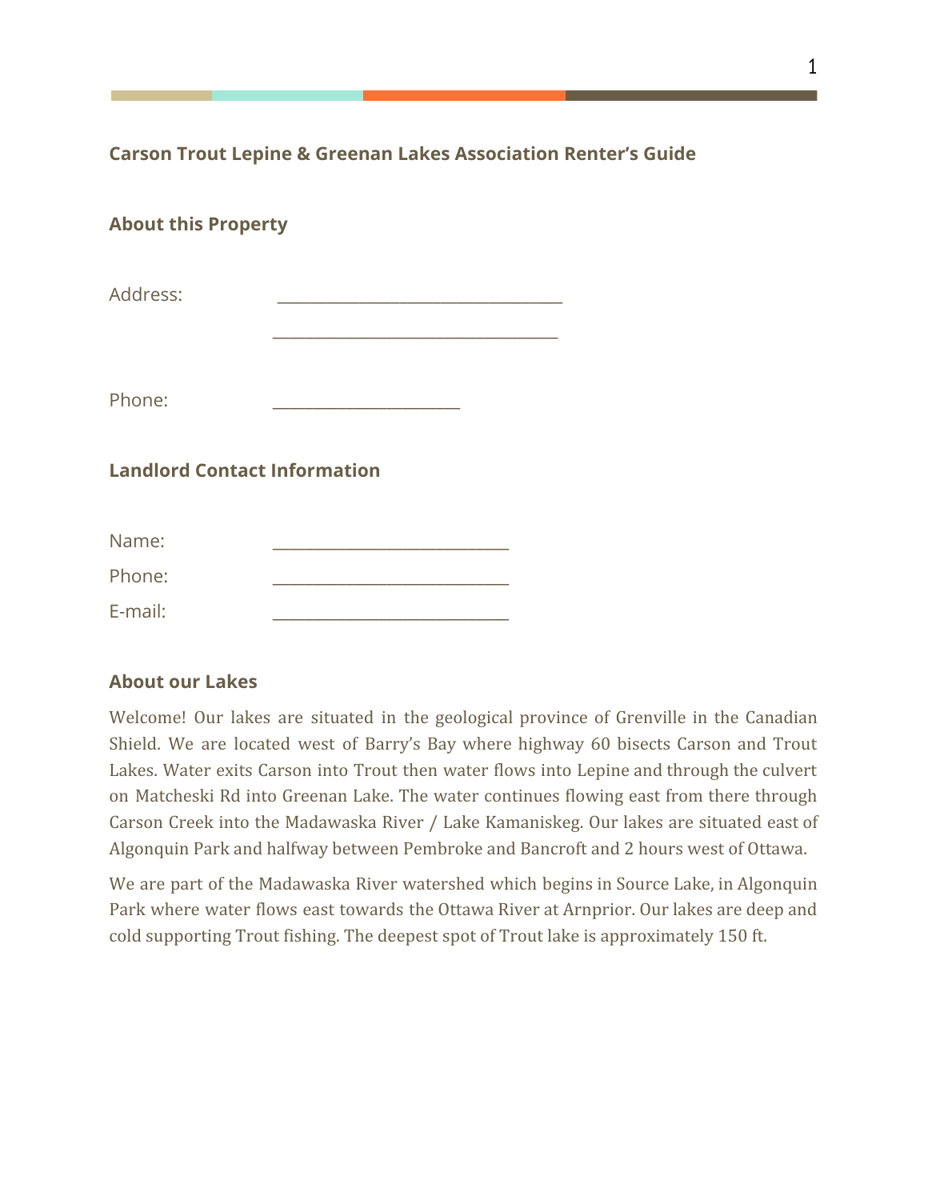## Carson Trout Lepine & Greenan Lakes Association Renter's Guide

### About this Property

Address: ___________________________________

___________________________________

Phone: _______________________

### Landlord Contact Information

Name: _____________________________

Phone: _____________________________

E-mail: _____________________________

### About our Lakes

Welcome! Our lakes are situated in the geological province of Grenville in the Canadian Shield. We are located west of Barry's Bay where highway 60 bisects Carson and Trout Lakes. Water exits Carson into Trout then water flows into Lepine and through the culvert on Matcheski Rd into Greenan Lake. The water continues flowing east from there through Carson Creek into the Madawaska River / Lake Kamaniskeg. Our lakes are situated east of Algonquin Park and halfway between Pembroke and Bancroft and 2 hours west of Ottawa.

We are part of the Madawaska River watershed which begins in Source Lake, in Algonquin Park where water flows east towards the Ottawa River at Arnprior. Our lakes are deep and cold supporting Trout fishing. The deepest spot of Trout lake is approximately 150 ft.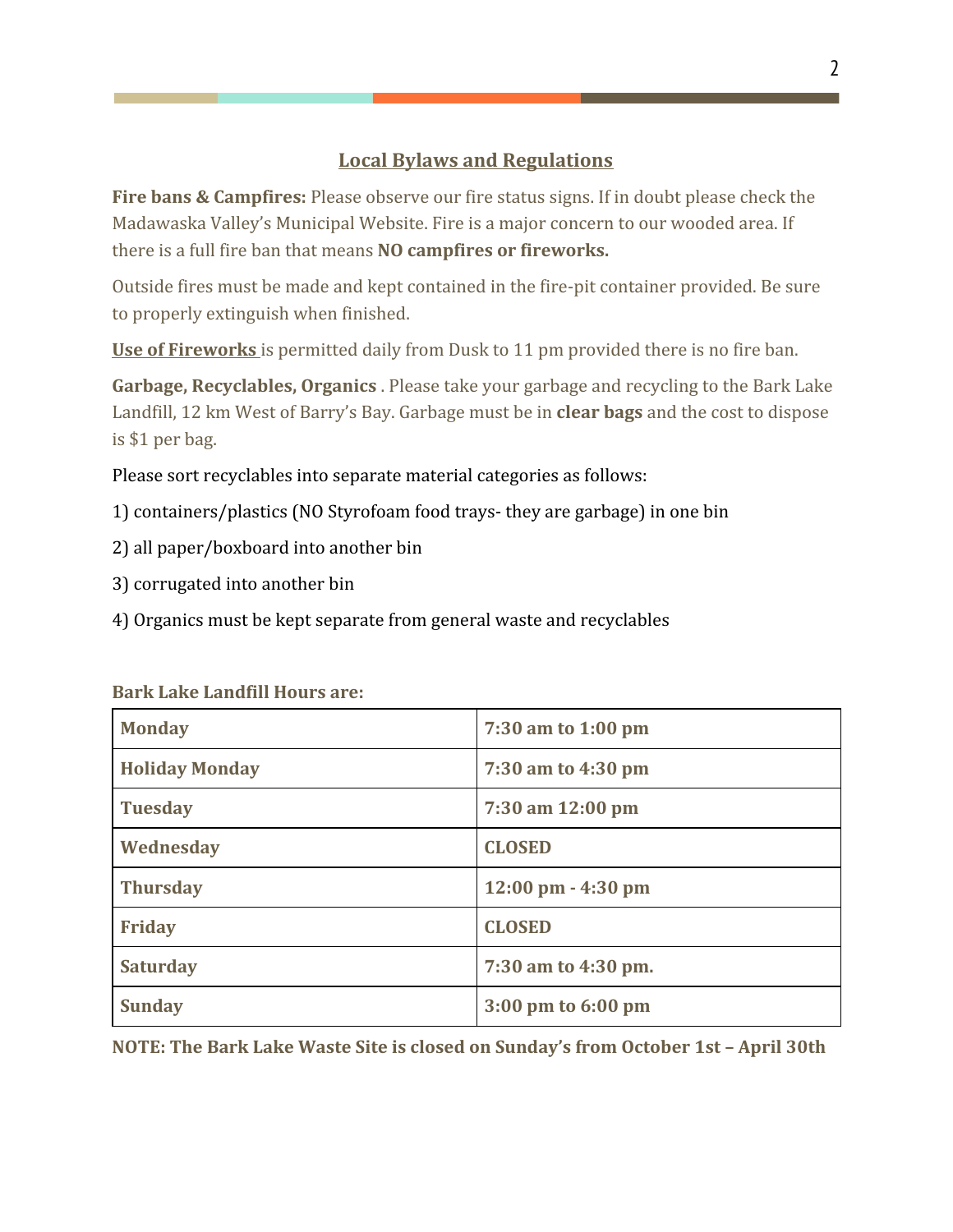## Local Bylaws and Regulations

**Fire bans & Campfires:** Please observe our fire status signs. If in doubt please check the Madawaska Valley's Municipal Website. Fire is a major concern to our wooded area. If there is a full fire ban that means **NO campfires or fireworks.**

Outside fires must be made and kept contained in the fire-pit container provided. Be sure to properly extinguish when finished.

**Use of Fireworks** is permitted daily from Dusk to 11 pm provided there is no fire ban.

**Garbage, Recyclables, Organics** . Please take your garbage and recycling to the Bark Lake Landfill, 12 km West of Barry's Bay. Garbage must be in **clear bags** and the cost to dispose is $1 per bag.

Please sort recyclables into separate material categories as follows:

1) containers/plastics (NO Styrofoam food trays- they are garbage) in one bin

2) all paper/boxboard into another bin

3) corrugated into another bin

4) Organics must be kept separate from general waste and recyclables

**Bark Lake Landfill Hours are:**

| Day | Hours |
|---|---|
| **Monday** | **7:30 am to 1:00 pm** |
| **Holiday Monday** | **7:30 am to 4:30 pm** |
| **Tuesday** | **7:30 am 12:00 pm** |
| **Wednesday** | **CLOSED** |
| **Thursday** | **12:00 pm - 4:30 pm** |
| **Friday** | **CLOSED** |
| **Saturday** | **7:30 am to 4:30 pm.** |
| **Sunday** | **3:00 pm to 6:00 pm** |

**NOTE: The Bark Lake Waste Site is closed on Sunday's from October 1st – April 30th**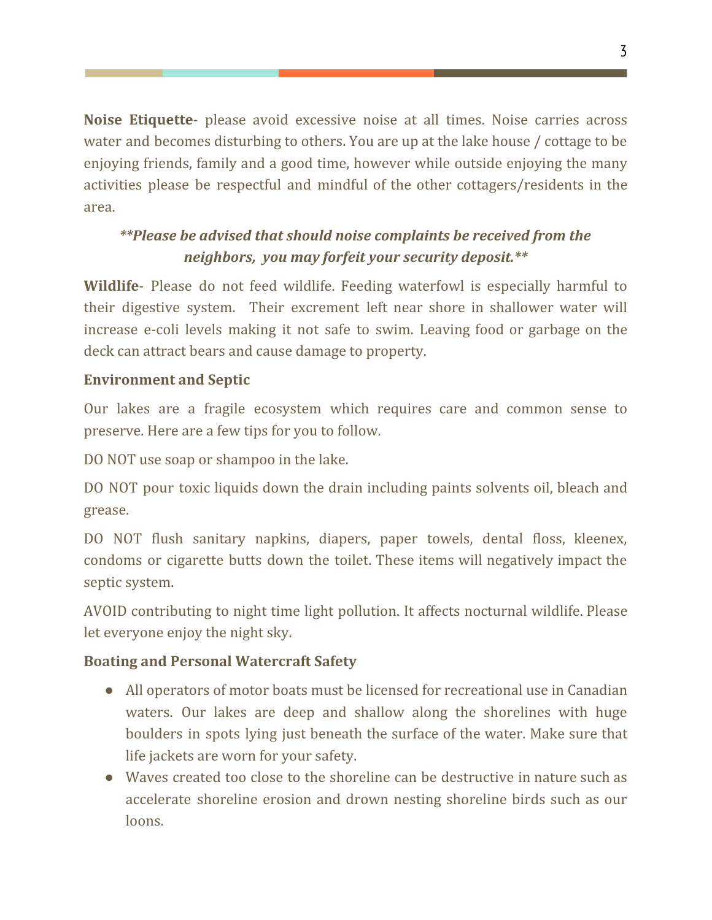**Noise Etiquette**- please avoid excessive noise at all times. Noise carries across water and becomes disturbing to others. You are up at the lake house / cottage to be enjoying friends, family and a good time, however while outside enjoying the many activities please be respectful and mindful of the other cottagers/residents in the area.

***\*\*Please be advised that should noise complaints be received from the neighbors, you may forfeit your security deposit.\*\****

**Wildlife**- Please do not feed wildlife. Feeding waterfowl is especially harmful to their digestive system. Their excrement left near shore in shallower water will increase e-coli levels making it not safe to swim. Leaving food or garbage on the deck can attract bears and cause damage to property.

**Environment and Septic**

Our lakes are a fragile ecosystem which requires care and common sense to preserve. Here are a few tips for you to follow.

DO NOT use soap or shampoo in the lake.

DO NOT pour toxic liquids down the drain including paints solvents oil, bleach and grease.

DO NOT flush sanitary napkins, diapers, paper towels, dental floss, kleenex, condoms or cigarette butts down the toilet. These items will negatively impact the septic system.

AVOID contributing to night time light pollution. It affects nocturnal wildlife. Please let everyone enjoy the night sky.

**Boating and Personal Watercraft Safety**

- All operators of motor boats must be licensed for recreational use in Canadian waters. Our lakes are deep and shallow along the shorelines with huge boulders in spots lying just beneath the surface of the water. Make sure that life jackets are worn for your safety.
- Waves created too close to the shoreline can be destructive in nature such as accelerate shoreline erosion and drown nesting shoreline birds such as our loons.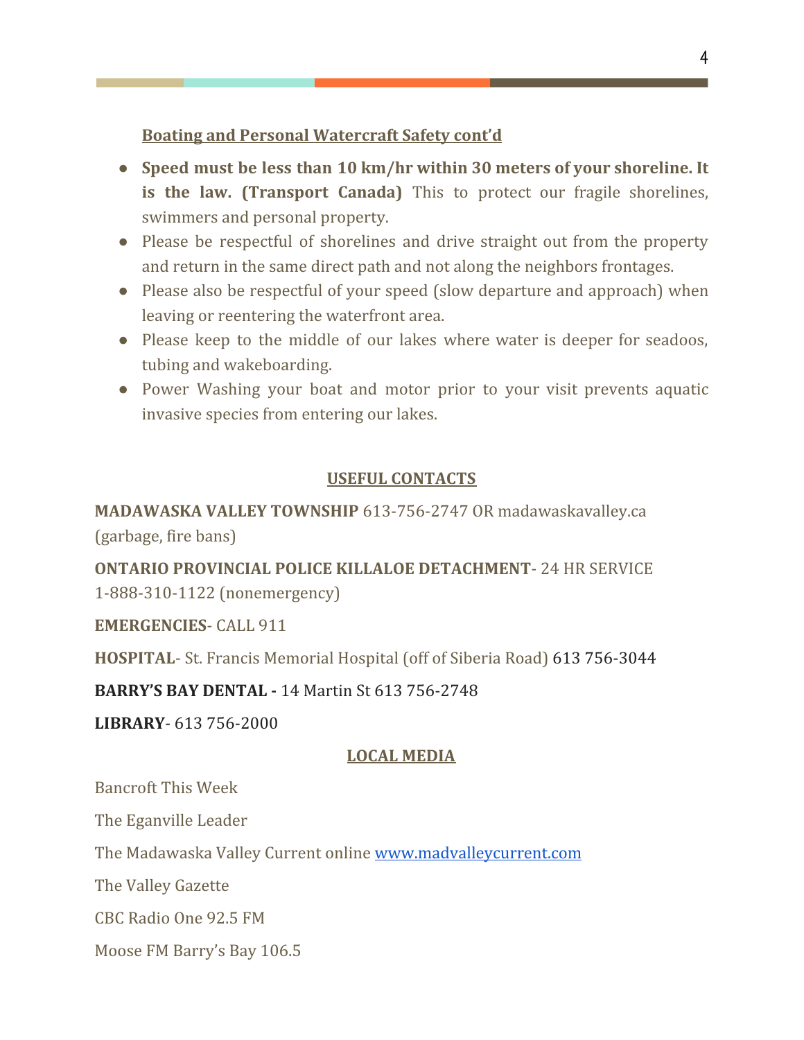**Boating and Personal Watercraft Safety cont'd**

- **Speed must be less than 10 km/hr within 30 meters of your shoreline. It is the law. (Transport Canada)** This to protect our fragile shorelines, swimmers and personal property.
- Please be respectful of shorelines and drive straight out from the property and return in the same direct path and not along the neighbors frontages.
- Please also be respectful of your speed (slow departure and approach) when leaving or reentering the waterfront area.
- Please keep to the middle of our lakes where water is deeper for seadoos, tubing and wakeboarding.
- Power Washing your boat and motor prior to your visit prevents aquatic invasive species from entering our lakes.

## USEFUL CONTACTS

**MADAWASKA VALLEY TOWNSHIP** 613-756-2747 OR madawaskavalley.ca (garbage, fire bans)

**ONTARIO PROVINCIAL POLICE KILLALOE DETACHMENT**- 24 HR SERVICE 1-888-310-1122 (nonemergency)

**EMERGENCIES**- CALL 911

**HOSPITAL**- St. Francis Memorial Hospital (off of Siberia Road) 613 756-3044

**BARRY'S BAY DENTAL -** 14 Martin St 613 756-2748

**LIBRARY**- 613 756-2000

## LOCAL MEDIA

Bancroft This Week

The Eganville Leader

The Madawaska Valley Current online www.madvalleycurrent.com

The Valley Gazette

CBC Radio One 92.5 FM

Moose FM Barry's Bay 106.5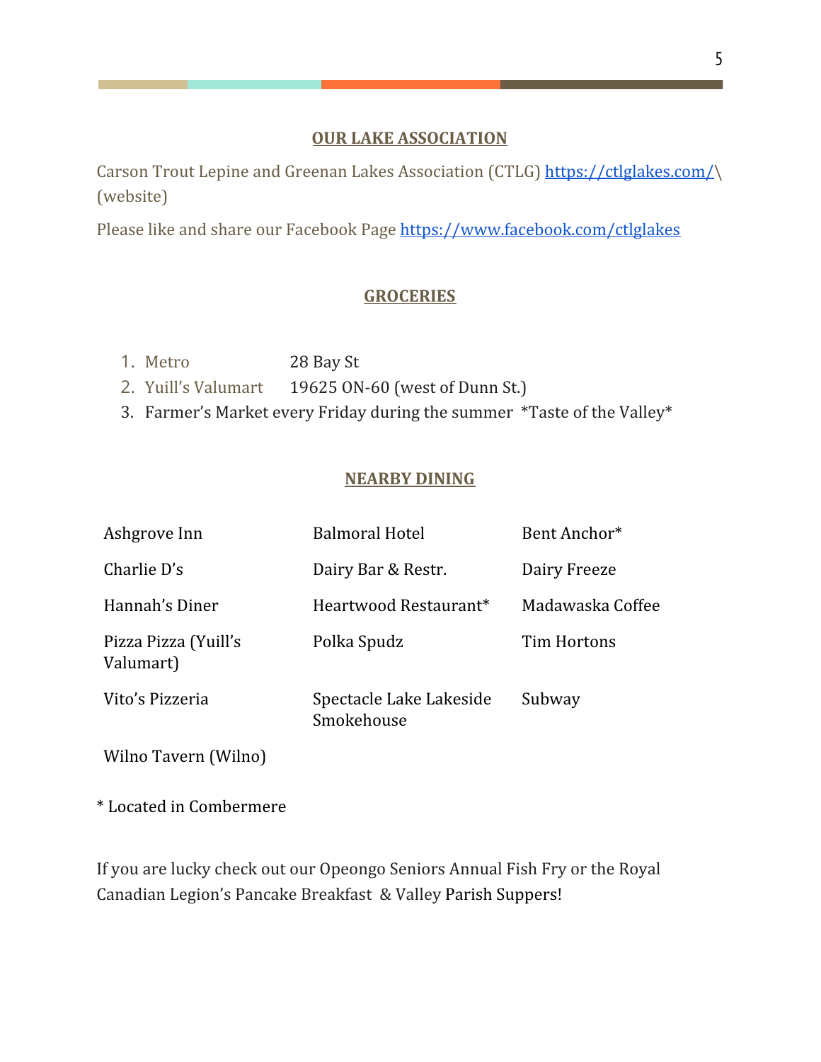## OUR LAKE ASSOCIATION

Carson Trout Lepine and Greenan Lakes Association (CTLG) https://ctlglakes.com/\ (website)

Please like and share our Facebook Page https://www.facebook.com/ctlglakes

## GROCERIES

1. Metro 28 Bay St
2. Yuill's Valumart 19625 ON-60 (west of Dunn St.)
3. Farmer's Market every Friday during the summer *Taste of the Valley*

## NEARBY DINING

| | | |
|---|---|---|
| Ashgrove Inn | Balmoral Hotel | Bent Anchor* |
| Charlie D's | Dairy Bar & Restr. | Dairy Freeze |
| Hannah's Diner | Heartwood Restaurant* | Madawaska Coffee |
| Pizza Pizza (Yuill's Valumart) | Polka Spudz | Tim Hortons |
| Vito's Pizzeria | Spectacle Lake Lakeside Smokehouse | Subway |
| Wilno Tavern (Wilno) | | |

* Located in Combermere

If you are lucky check out our Opeongo Seniors Annual Fish Fry or the Royal Canadian Legion's Pancake Breakfast & Valley Parish Suppers!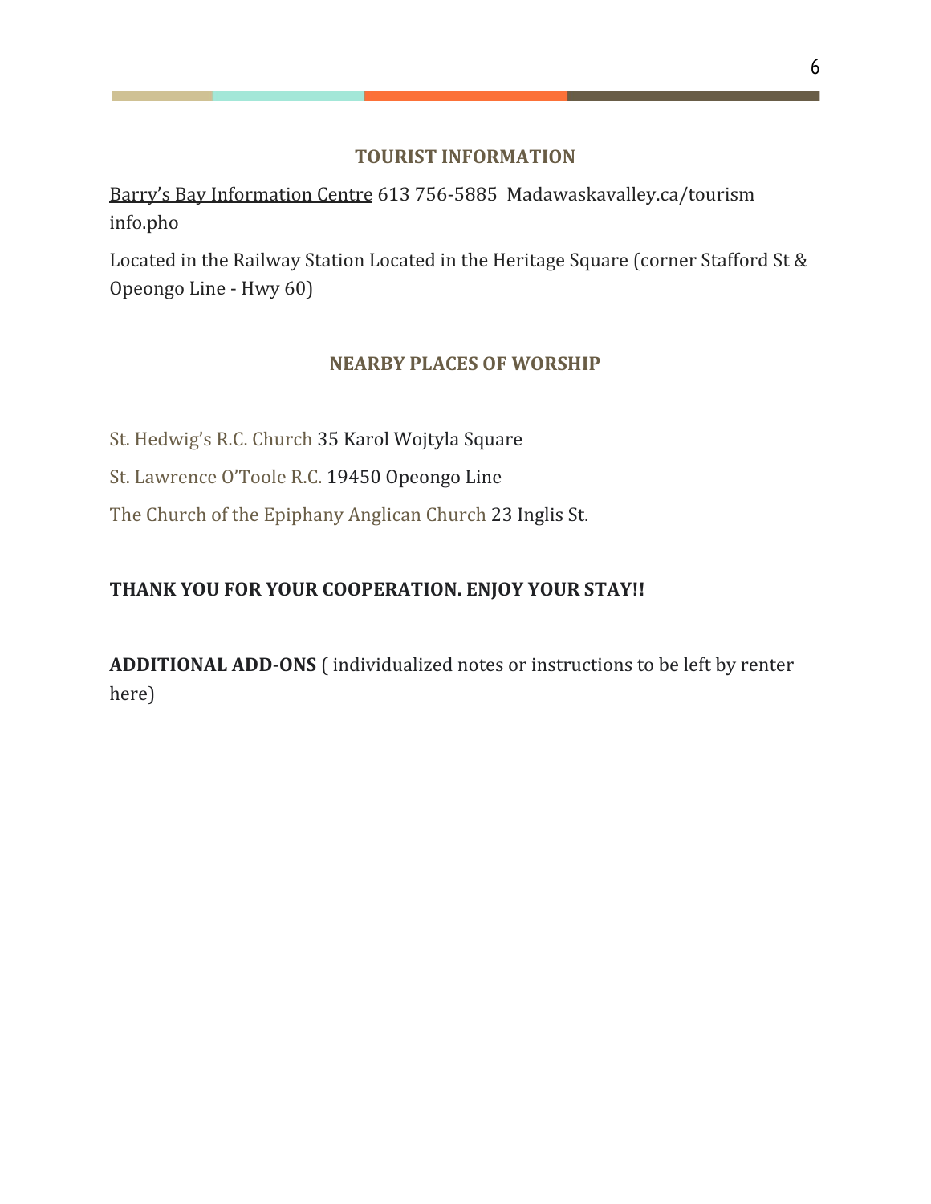## TOURIST INFORMATION

Barry's Bay Information Centre 613 756-5885  Madawaskavalley.ca/tourism info.pho

Located in the Railway Station Located in the Heritage Square (corner Stafford St & Opeongo Line - Hwy 60)

## NEARBY PLACES OF WORSHIP

St. Hedwig's R.C. Church 35 Karol Wojtyla Square

St. Lawrence O'Toole R.C. 19450 Opeongo Line

The Church of the Epiphany Anglican Church 23 Inglis St.

**THANK YOU FOR YOUR COOPERATION. ENJOY YOUR STAY!!**

**ADDITIONAL ADD-ONS** ( individualized notes or instructions to be left by renter here)